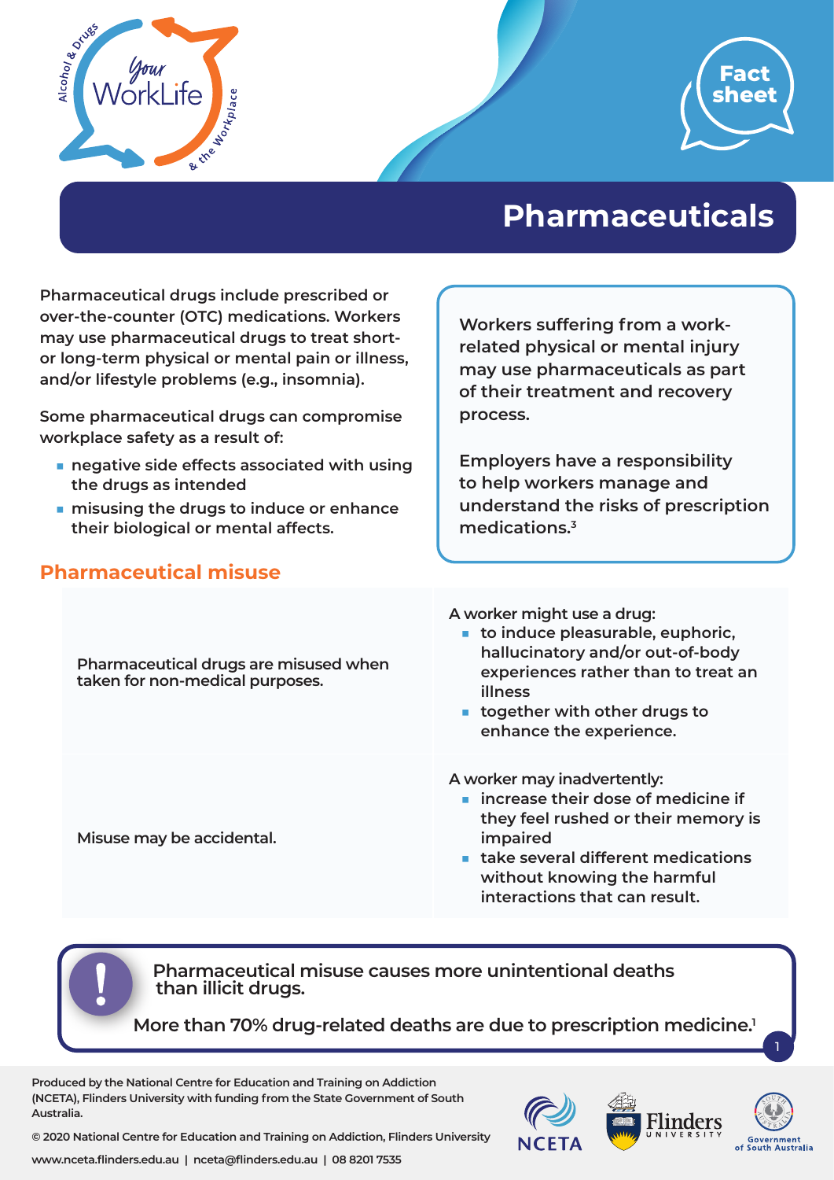# Pharmaceuticals

Pharmaceutical drugs include prescribed or over-the-counter (OTC) medications. Workers may use pharmaceutical drugs to treat short- or long-term physical or mental pain or illness, and/or lifestyle problems (e.g., insomnia).

Some pharmaceutical drugs can compromise workplace safety as a result of:

- negative side effects associated with using the drugs as intended
- misusing the drugs to induce or enhance their biological or mental affects.

Workers suffering from a work-related physical or mental injury may use pharmaceuticals as part of their treatment and recovery process.

Employers have a responsibility to help workers manage and understand the risks of prescription medications.[3]

## Pharmaceutical misuse

| | |
|---|---|
| Pharmaceutical drugs are misused when taken for non-medical purposes. | A worker might use a drug:<br>- to induce pleasurable, euphoric, hallucinatory and/or out-of-body experiences rather than to treat an illness<br>- together with other drugs to enhance the experience. |
| Misuse may be accidental. | A worker may inadvertently:<br>- increase their dose of medicine if they feel rushed or their memory is impaired<br>- take several different medications without knowing the harmful interactions that can result. |

**Pharmaceutical misuse causes more unintentional deaths than illicit drugs.**

**More than 70% drug-related deaths are due to prescription medicine.[1]**

Produced by the National Centre for Education and Training on Addiction (NCETA), Flinders University with funding from the State Government of South Australia.

© 2020 National Centre for Education and Training on Addiction, Flinders University

www.nceta.flinders.edu.au | nceta@flinders.edu.au | 08 8201 7535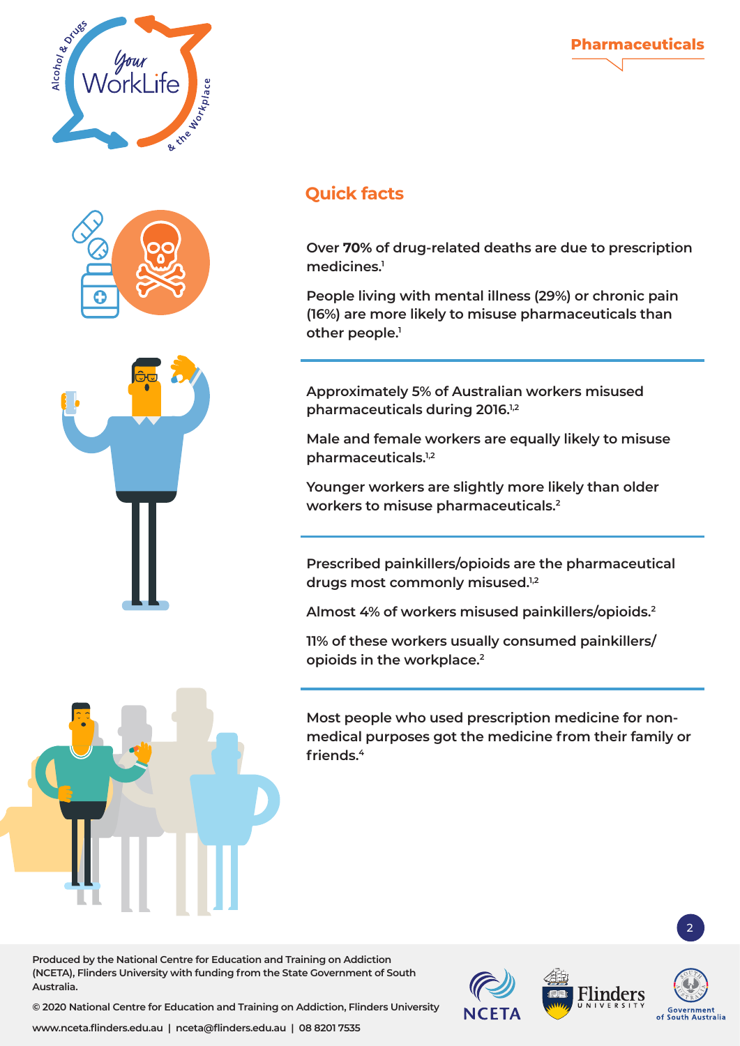## Quick facts

Over **70%** of drug-related deaths are due to prescription medicines.[1]

People living with mental illness (29%) or chronic pain (16%) are more likely to misuse pharmaceuticals than other people.[1]

---

Approximately 5% of Australian workers misused pharmaceuticals during 2016.[1,2]

Male and female workers are equally likely to misuse pharmaceuticals.[1,2]

Younger workers are slightly more likely than older workers to misuse pharmaceuticals.[2]

---

Prescribed painkillers/opioids are the pharmaceutical drugs most commonly misused.[1,2]

Almost 4% of workers misused painkillers/opioids.[2]

11% of these workers usually consumed painkillers/ opioids in the workplace.[2]

---

Most people who used prescription medicine for non-medical purposes got the medicine from their family or friends.[4]

Produced by the National Centre for Education and Training on Addiction (NCETA), Flinders University with funding from the State Government of South Australia.

© 2020 National Centre for Education and Training on Addiction, Flinders University

www.nceta.flinders.edu.au | nceta@flinders.edu.au | 08 8201 7535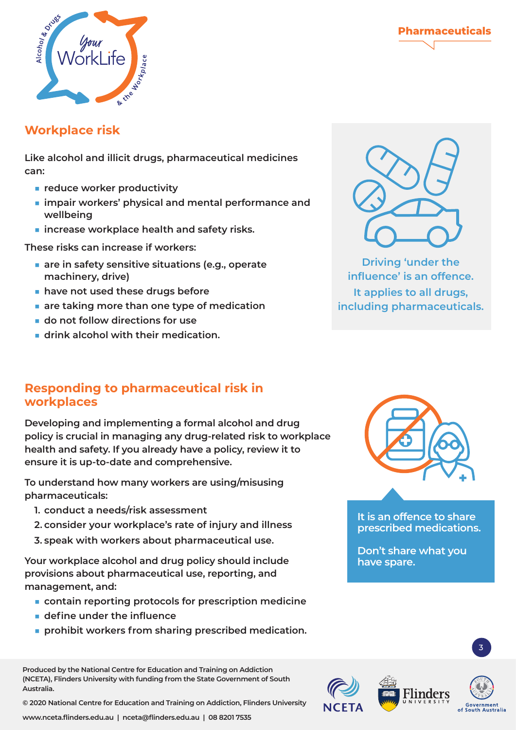## Workplace risk

Like alcohol and illicit drugs, pharmaceutical medicines can:

- reduce worker productivity
- impair workers' physical and mental performance and wellbeing
- increase workplace health and safety risks.

These risks can increase if workers:

- are in safety sensitive situations (e.g., operate machinery, drive)
- have not used these drugs before
- are taking more than one type of medication
- do not follow directions for use
- drink alcohol with their medication.

Driving 'under the influence' is an offence. It applies to all drugs, including pharmaceuticals.

## Responding to pharmaceutical risk in workplaces

Developing and implementing a formal alcohol and drug policy is crucial in managing any drug-related risk to workplace health and safety. If you already have a policy, review it to ensure it is up-to-date and comprehensive.

To understand how many workers are using/misusing pharmaceuticals:

1. conduct a needs/risk assessment
2. consider your workplace's rate of injury and illness
3. speak with workers about pharmaceutical use.

Your workplace alcohol and drug policy should include provisions about pharmaceutical use, reporting, and management, and:

- contain reporting protocols for prescription medicine
- define under the influence
- prohibit workers from sharing prescribed medication.

It is an offence to share prescribed medications.

Don't share what you have spare.

Produced by the National Centre for Education and Training on Addiction (NCETA), Flinders University with funding from the State Government of South Australia.

© 2020 National Centre for Education and Training on Addiction, Flinders University

www.nceta.flinders.edu.au | nceta@flinders.edu.au | 08 8201 7535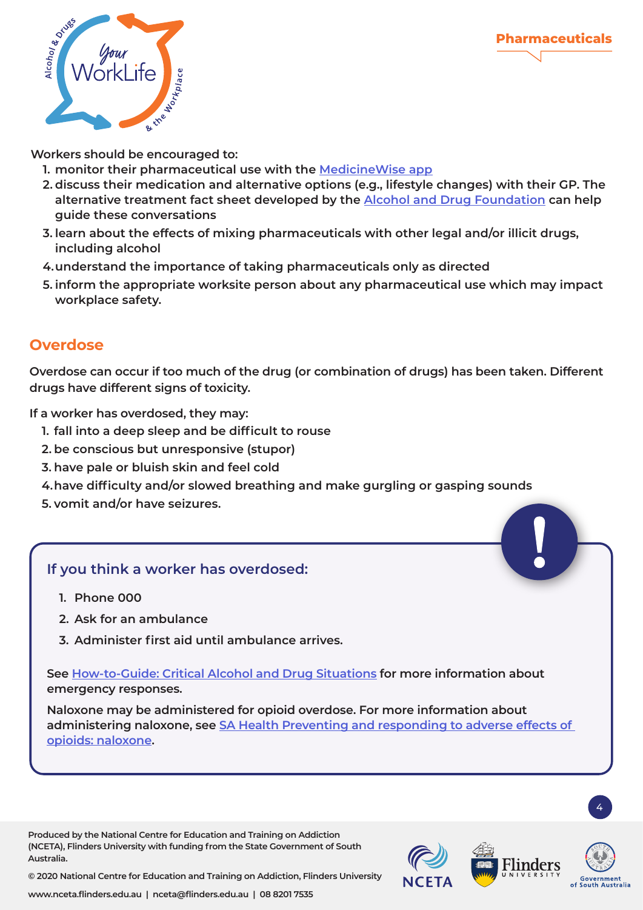Workers should be encouraged to:

1. monitor their pharmaceutical use with the MedicineWise app
2. discuss their medication and alternative options (e.g., lifestyle changes) with their GP. The alternative treatment fact sheet developed by the Alcohol and Drug Foundation can help guide these conversations
3. learn about the effects of mixing pharmaceuticals with other legal and/or illicit drugs, including alcohol
4. understand the importance of taking pharmaceuticals only as directed
5. inform the appropriate worksite person about any pharmaceutical use which may impact workplace safety.

## Overdose

Overdose can occur if too much of the drug (or combination of drugs) has been taken. Different drugs have different signs of toxicity.

If a worker has overdosed, they may:

1. fall into a deep sleep and be difficult to rouse
2. be conscious but unresponsive (stupor)
3. have pale or bluish skin and feel cold
4. have difficulty and/or slowed breathing and make gurgling or gasping sounds
5. vomit and/or have seizures.

### If you think a worker has overdosed:

1. Phone 000
2. Ask for an ambulance
3. Administer first aid until ambulance arrives.

See How-to-Guide: Critical Alcohol and Drug Situations for more information about emergency responses.

Naloxone may be administered for opioid overdose. For more information about administering naloxone, see SA Health Preventing and responding to adverse effects of opioids: naloxone.

Produced by the National Centre for Education and Training on Addiction (NCETA), Flinders University with funding from the State Government of South Australia.

© 2020 National Centre for Education and Training on Addiction, Flinders University

www.nceta.flinders.edu.au | nceta@flinders.edu.au | 08 8201 7535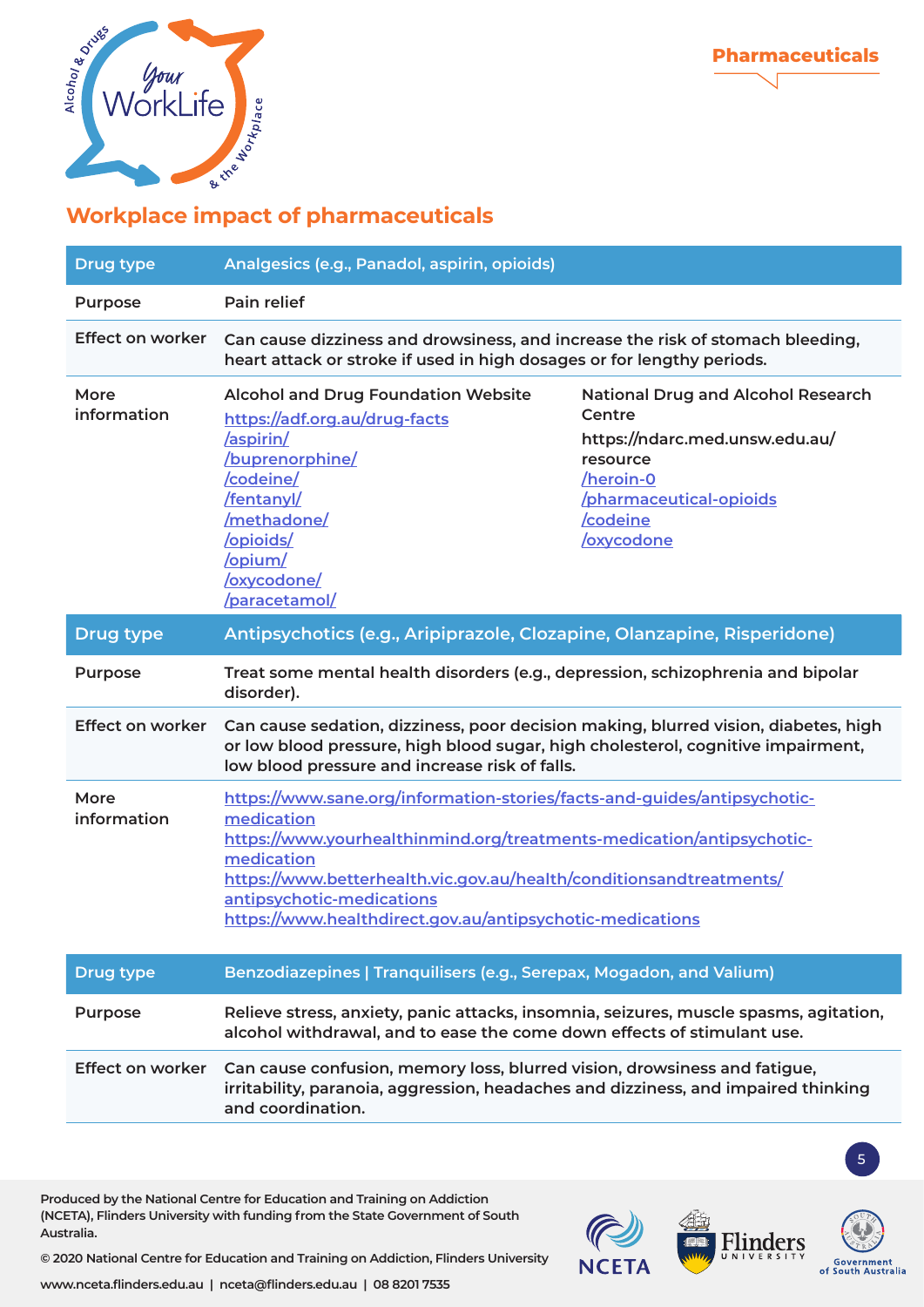Pharmaceuticals

## Workplace impact of pharmaceuticals

| Drug type | Analgesics (e.g., Panadol, aspirin, opioids) | |
|---|---|---|
| Purpose | Pain relief | |
| Effect on worker | Can cause dizziness and drowsiness, and increase the risk of stomach bleeding, heart attack or stroke if used in high dosages or for lengthy periods. | |
| More information | Alcohol and Drug Foundation Website<br>https://adf.org.au/drug-facts<br>/aspirin/<br>/buprenorphine/<br>/codeine/<br>/fentanyl/<br>/methadone/<br>/opioids/<br>/opium/<br>/oxycodone/<br>/paracetamol/ | National Drug and Alcohol Research Centre<br>https://ndarc.med.unsw.edu.au/resource<br>/heroin-0<br>/pharmaceutical-opioids<br>/codeine<br>/oxycodone |

| Drug type | Antipsychotics (e.g., Aripiprazole, Clozapine, Olanzapine, Risperidone) |
|---|---|
| Purpose | Treat some mental health disorders (e.g., depression, schizophrenia and bipolar disorder). |
| Effect on worker | Can cause sedation, dizziness, poor decision making, blurred vision, diabetes, high or low blood pressure, high blood sugar, high cholesterol, cognitive impairment, low blood pressure and increase risk of falls. |
| More information | https://www.sane.org/information-stories/facts-and-guides/antipsychotic-medication<br>https://www.yourhealthinmind.org/treatments-medication/antipsychotic-medication<br>https://www.betterhealth.vic.gov.au/health/conditionsandtreatments/antipsychotic-medications<br>https://www.healthdirect.gov.au/antipsychotic-medications |

| Drug type | Benzodiazepines \| Tranquilisers (e.g., Serepax, Mogadon, and Valium) |
|---|---|
| Purpose | Relieve stress, anxiety, panic attacks, insomnia, seizures, muscle spasms, agitation, alcohol withdrawal, and to ease the come down effects of stimulant use. |
| Effect on worker | Can cause confusion, memory loss, blurred vision, drowsiness and fatigue, irritability, paranoia, aggression, headaches and dizziness, and impaired thinking and coordination. |

Produced by the National Centre for Education and Training on Addiction (NCETA), Flinders University with funding from the State Government of South Australia.

© 2020 National Centre for Education and Training on Addiction, Flinders University

www.nceta.flinders.edu.au | nceta@flinders.edu.au | 08 8201 7535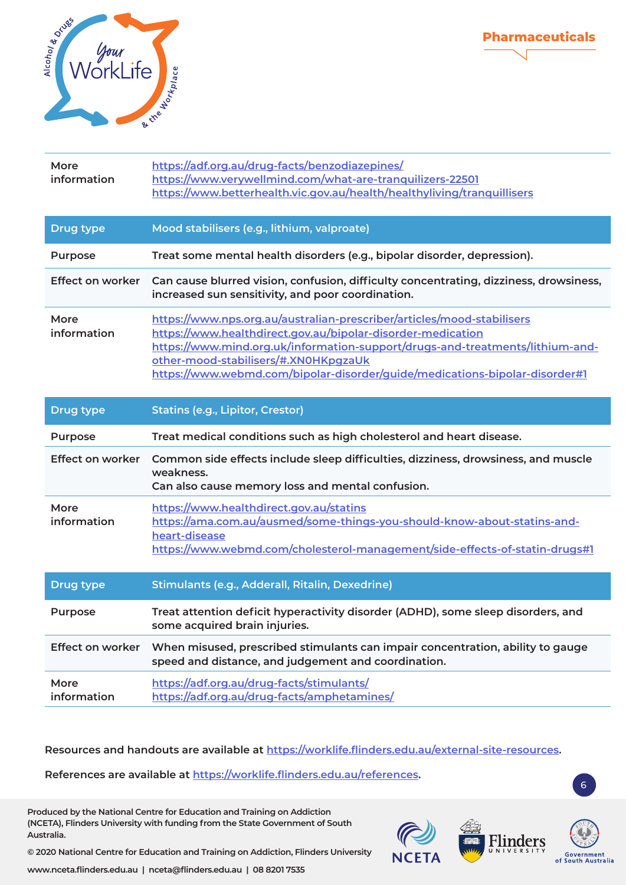| | |
|---|---|
| More information | https://adf.org.au/drug-facts/benzodiazepines/<br>https://www.verywellmind.com/what-are-tranquilizers-22501<br>https://www.betterhealth.vic.gov.au/health/healthyliving/tranquillisers |

| Drug type | Mood stabilisers (e.g., lithium, valproate) |
|---|---|
| Purpose | Treat some mental health disorders (e.g., bipolar disorder, depression). |
| Effect on worker | Can cause blurred vision, confusion, difficulty concentrating, dizziness, drowsiness, increased sun sensitivity, and poor coordination. |
| More information | https://www.nps.org.au/australian-prescriber/articles/mood-stabilisers<br>https://www.healthdirect.gov.au/bipolar-disorder-medication<br>https://www.mind.org.uk/information-support/drugs-and-treatments/lithium-and-other-mood-stabilisers/#.XN0HKpgzaUk<br>https://www.webmd.com/bipolar-disorder/guide/medications-bipolar-disorder#1 |

| Drug type | Statins (e.g., Lipitor, Crestor) |
|---|---|
| Purpose | Treat medical conditions such as high cholesterol and heart disease. |
| Effect on worker | Common side effects include sleep difficulties, dizziness, drowsiness, and muscle weakness.<br>Can also cause memory loss and mental confusion. |
| More information | https://www.healthdirect.gov.au/statins<br>https://ama.com.au/ausmed/some-things-you-should-know-about-statins-and-heart-disease<br>https://www.webmd.com/cholesterol-management/side-effects-of-statin-drugs#1 |

| Drug type | Stimulants (e.g., Adderall, Ritalin, Dexedrine) |
|---|---|
| Purpose | Treat attention deficit hyperactivity disorder (ADHD), some sleep disorders, and some acquired brain injuries. |
| Effect on worker | When misused, prescribed stimulants can impair concentration, ability to gauge speed and distance, and judgement and coordination. |
| More information | https://adf.org.au/drug-facts/stimulants/<br>https://adf.org.au/drug-facts/amphetamines/ |

**Resources and handouts are available at https://worklife.flinders.edu.au/external-site-resources.**

**References are available at https://worklife.flinders.edu.au/references.**

Produced by the National Centre for Education and Training on Addiction (NCETA), Flinders University with funding from the State Government of South Australia.

© 2020 National Centre for Education and Training on Addiction, Flinders University

www.nceta.flinders.edu.au | nceta@flinders.edu.au | 08 8201 7535